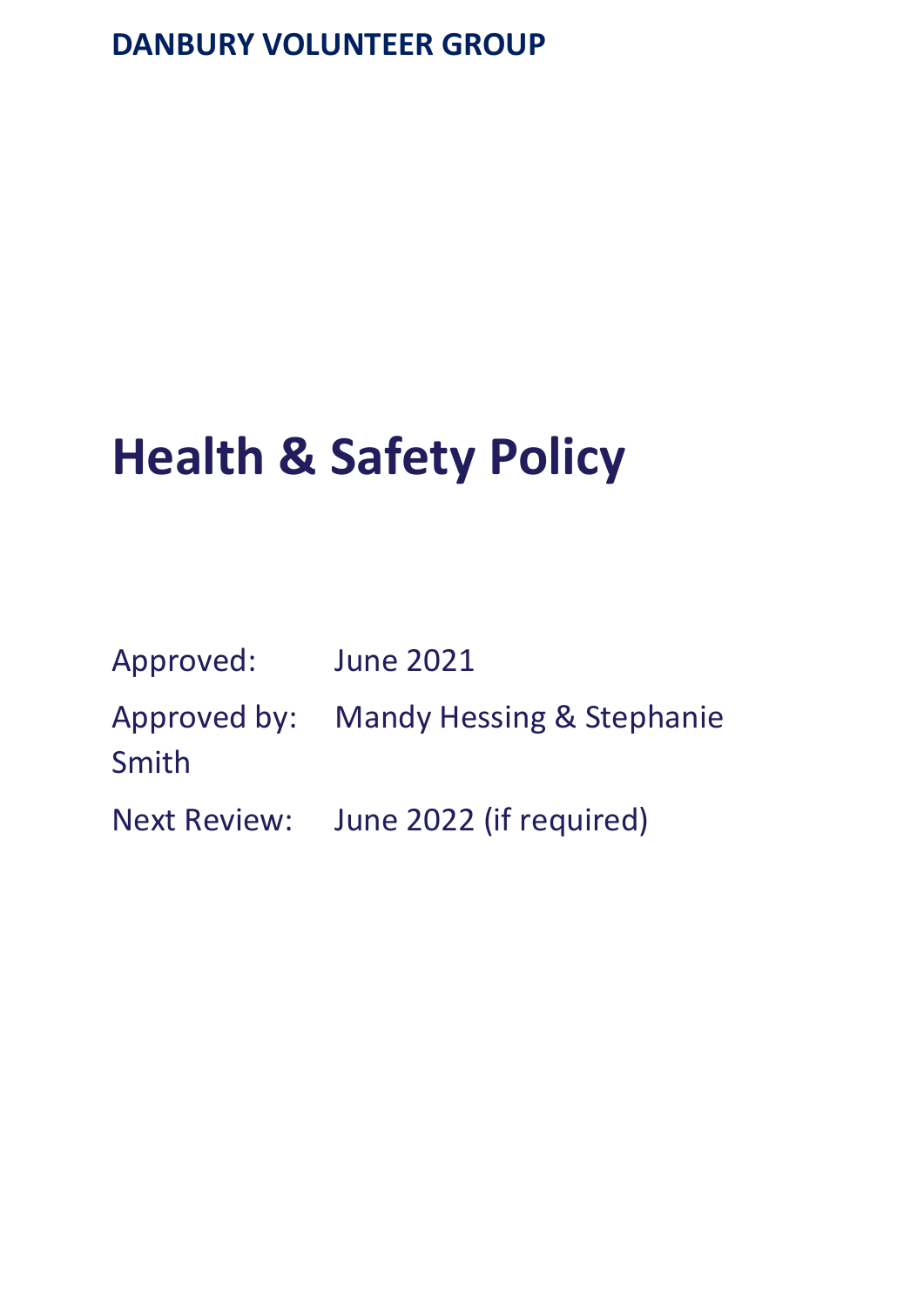**DANBURY VOLUNTEER GROUP**

# Health & Safety Policy

Approved: June 2021

Approved by: Mandy Hessing & Stephanie Smith

Next Review: June 2022 (if required)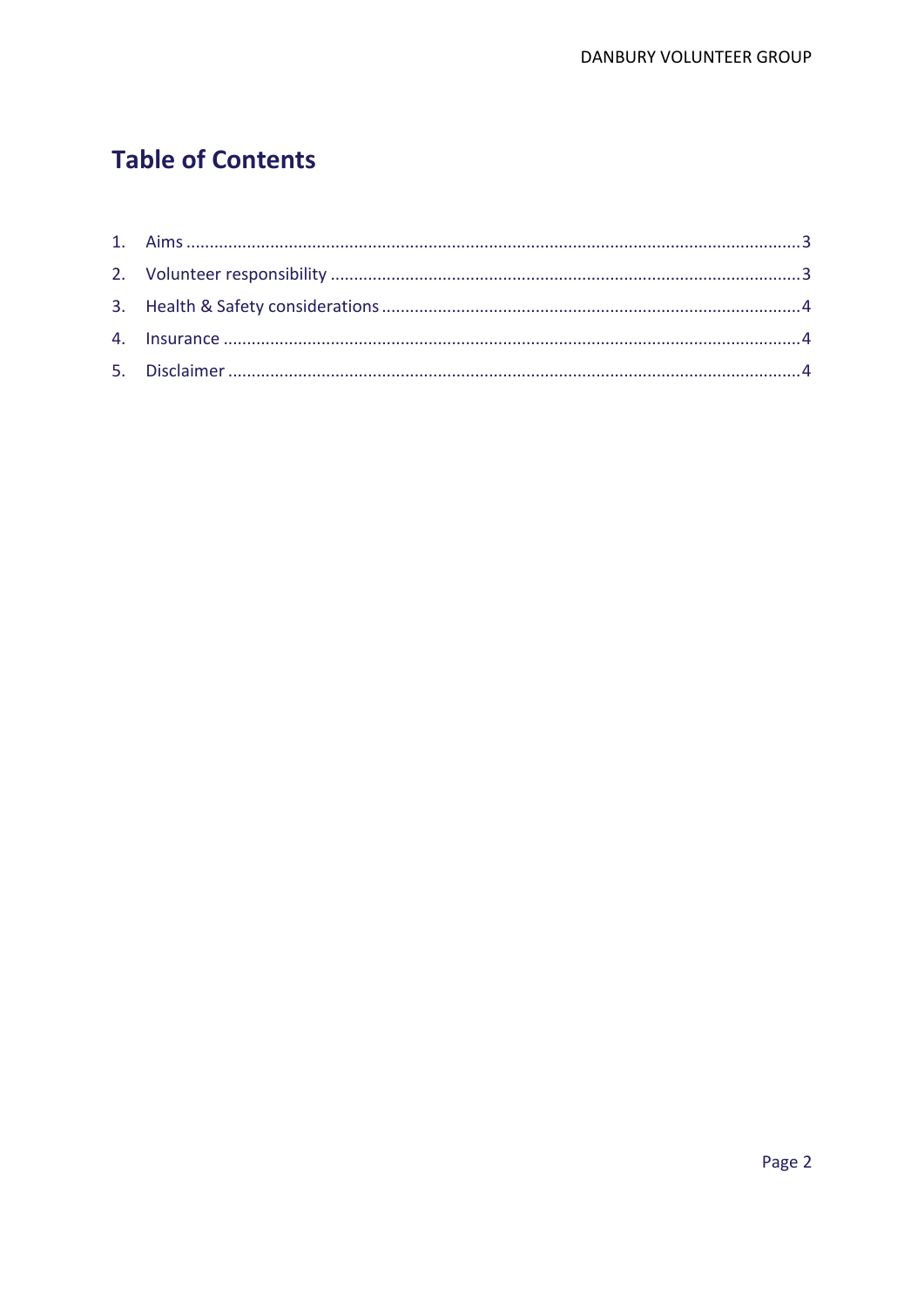# Table of Contents

1. Aims ........................................................................................................................ 3
2. Volunteer responsibility ......................................................................................... 3
3. Health & Safety considerations ............................................................................... 4
4. Insurance ................................................................................................................ 4
5. Disclaimer ............................................................................................................... 4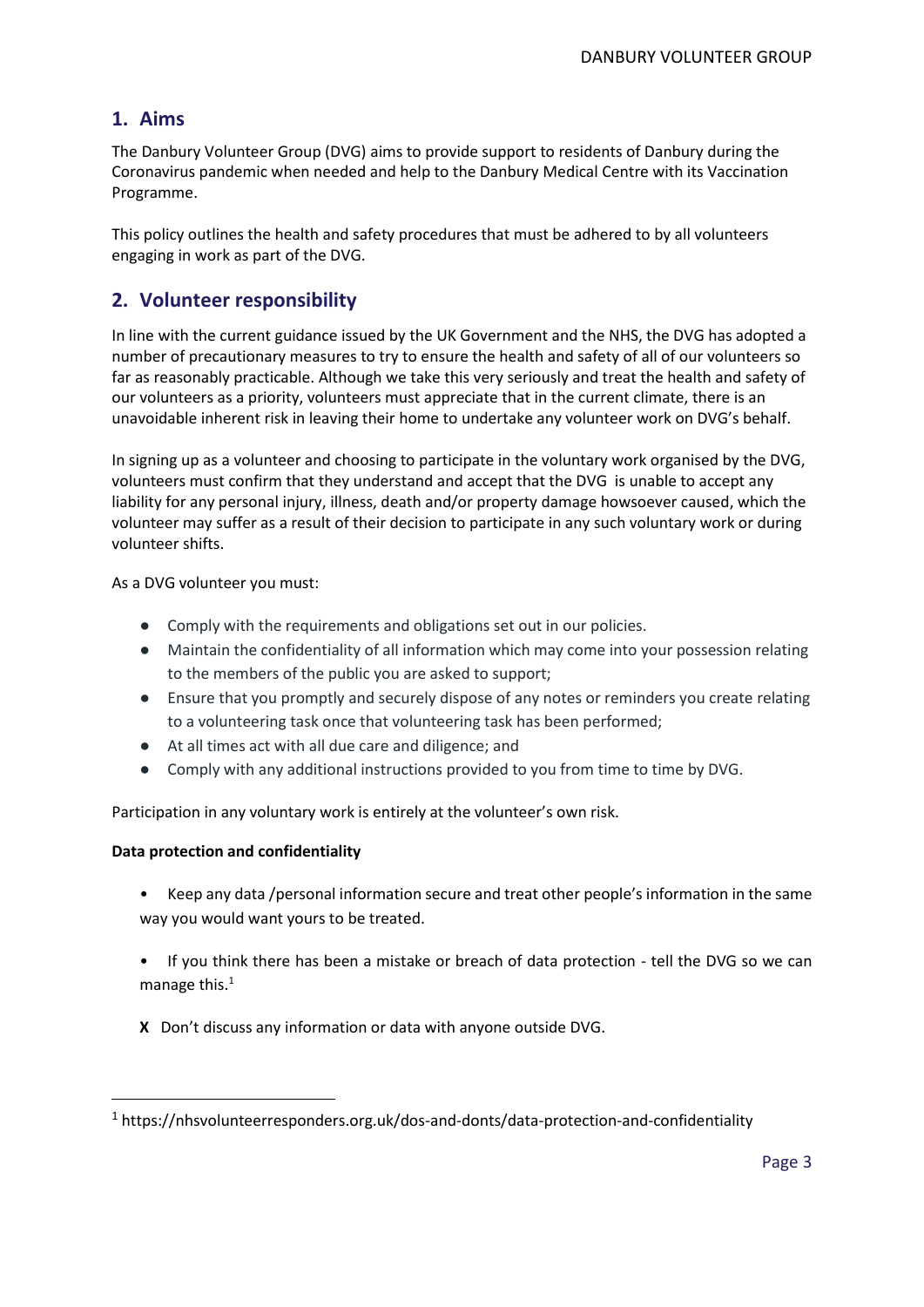## 1. Aims

The Danbury Volunteer Group (DVG) aims to provide support to residents of Danbury during the Coronavirus pandemic when needed and help to the Danbury Medical Centre with its Vaccination Programme.

This policy outlines the health and safety procedures that must be adhered to by all volunteers engaging in work as part of the DVG.

## 2. Volunteer responsibility

In line with the current guidance issued by the UK Government and the NHS, the DVG has adopted a number of precautionary measures to try to ensure the health and safety of all of our volunteers so far as reasonably practicable. Although we take this very seriously and treat the health and safety of our volunteers as a priority, volunteers must appreciate that in the current climate, there is an unavoidable inherent risk in leaving their home to undertake any volunteer work on DVG's behalf.

In signing up as a volunteer and choosing to participate in the voluntary work organised by the DVG, volunteers must confirm that they understand and accept that the DVG is unable to accept any liability for any personal injury, illness, death and/or property damage howsoever caused, which the volunteer may suffer as a result of their decision to participate in any such voluntary work or during volunteer shifts.

As a DVG volunteer you must:

- Comply with the requirements and obligations set out in our policies.
- Maintain the confidentiality of all information which may come into your possession relating to the members of the public you are asked to support;
- Ensure that you promptly and securely dispose of any notes or reminders you create relating to a volunteering task once that volunteering task has been performed;
- At all times act with all due care and diligence; and
- Comply with any additional instructions provided to you from time to time by DVG.

Participation in any voluntary work is entirely at the volunteer's own risk.

**Data protection and confidentiality**

- Keep any data /personal information secure and treat other people's information in the same way you would want yours to be treated.
- If you think there has been a mistake or breach of data protection - tell the DVG so we can manage this.[1]

**X** Don't discuss any information or data with anyone outside DVG.

[1] https://nhsvolunteerresponders.org.uk/dos-and-donts/data-protection-and-confidentiality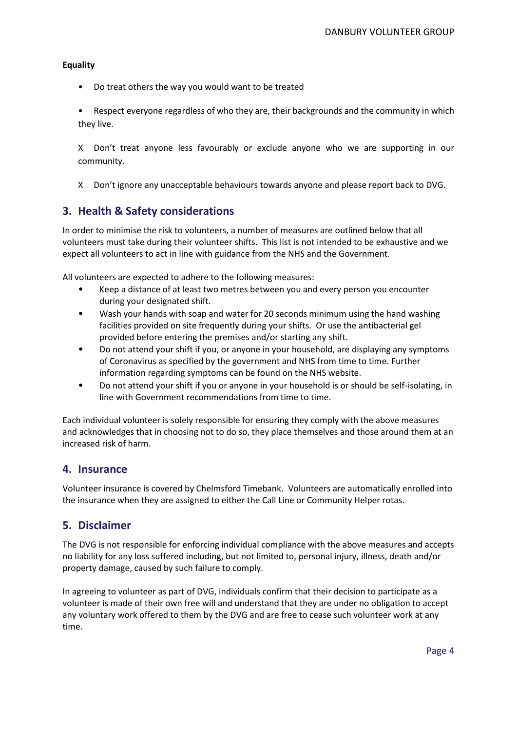**Equality**

- Do treat others the way you would want to be treated
- Respect everyone regardless of who they are, their backgrounds and the community in which they live.

X Don't treat anyone less favourably or exclude anyone who we are supporting in our community.

X Don't ignore any unacceptable behaviours towards anyone and please report back to DVG.

## 3. Health & Safety considerations

In order to minimise the risk to volunteers, a number of measures are outlined below that all volunteers must take during their volunteer shifts. This list is not intended to be exhaustive and we expect all volunteers to act in line with guidance from the NHS and the Government.

All volunteers are expected to adhere to the following measures:

- Keep a distance of at least two metres between you and every person you encounter during your designated shift.
- Wash your hands with soap and water for 20 seconds minimum using the hand washing facilities provided on site frequently during your shifts. Or use the antibacterial gel provided before entering the premises and/or starting any shift.
- Do not attend your shift if you, or anyone in your household, are displaying any symptoms of Coronavirus as specified by the government and NHS from time to time. Further information regarding symptoms can be found on the NHS website.
- Do not attend your shift if you or anyone in your household is or should be self-isolating, in line with Government recommendations from time to time.

Each individual volunteer is solely responsible for ensuring they comply with the above measures and acknowledges that in choosing not to do so, they place themselves and those around them at an increased risk of harm.

## 4. Insurance

Volunteer insurance is covered by Chelmsford Timebank. Volunteers are automatically enrolled into the insurance when they are assigned to either the Call Line or Community Helper rotas.

## 5. Disclaimer

The DVG is not responsible for enforcing individual compliance with the above measures and accepts no liability for any loss suffered including, but not limited to, personal injury, illness, death and/or property damage, caused by such failure to comply.

In agreeing to volunteer as part of DVG, individuals confirm that their decision to participate as a volunteer is made of their own free will and understand that they are under no obligation to accept any voluntary work offered to them by the DVG and are free to cease such volunteer work at any time.